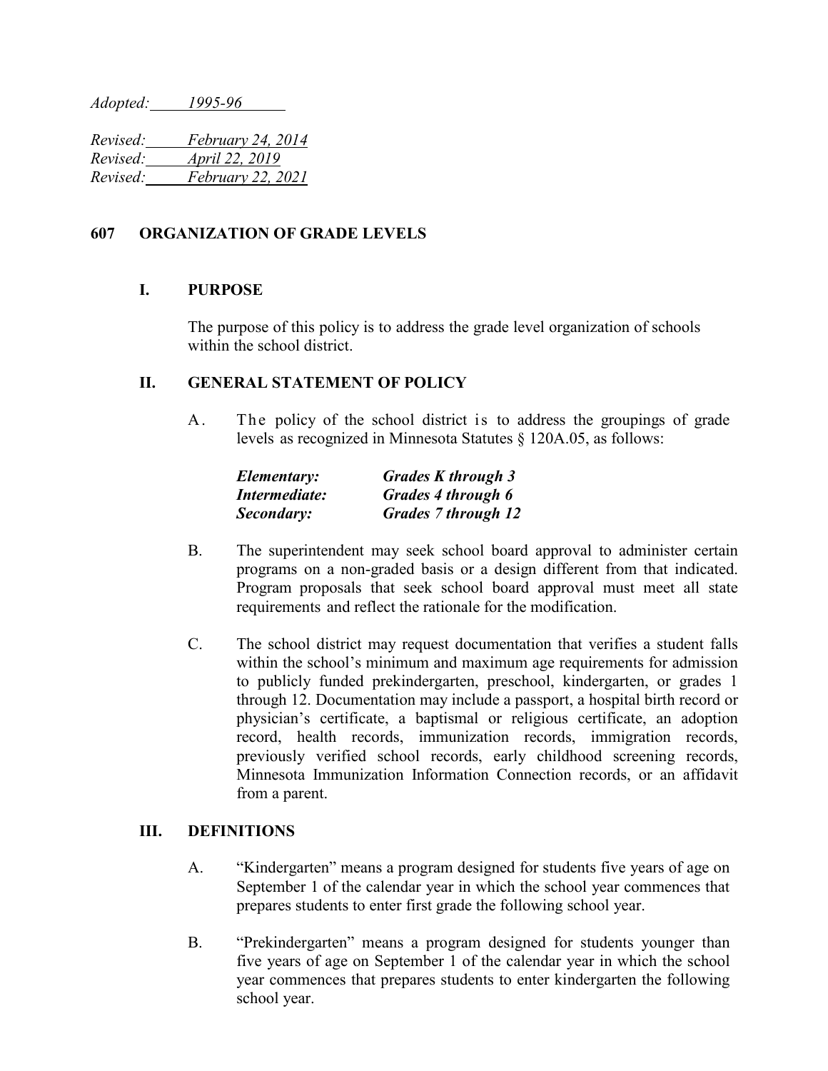*Adopted: 1995-96*

*Revised: February 24, 2014*
*Revised: April 22, 2019*
*Revised: February 22, 2021*

# 607 ORGANIZATION OF GRADE LEVELS

## I. PURPOSE

The purpose of this policy is to address the grade level organization of schools within the school district.

## II. GENERAL STATEMENT OF POLICY

A. The policy of the school district is to address the groupings of grade levels as recognized in Minnesota Statutes § 120A.05, as follows:

| | |
|---|---|
| ***Elementary:*** | ***Grades K through 3*** |
| ***Intermediate:*** | ***Grades 4 through 6*** |
| ***Secondary:*** | ***Grades 7 through 12*** |

B. The superintendent may seek school board approval to administer certain programs on a non-graded basis or a design different from that indicated. Program proposals that seek school board approval must meet all state requirements and reflect the rationale for the modification.

C. The school district may request documentation that verifies a student falls within the school's minimum and maximum age requirements for admission to publicly funded prekindergarten, preschool, kindergarten, or grades 1 through 12. Documentation may include a passport, a hospital birth record or physician's certificate, a baptismal or religious certificate, an adoption record, health records, immunization records, immigration records, previously verified school records, early childhood screening records, Minnesota Immunization Information Connection records, or an affidavit from a parent.

## III. DEFINITIONS

A. "Kindergarten" means a program designed for students five years of age on September 1 of the calendar year in which the school year commences that prepares students to enter first grade the following school year.

B. "Prekindergarten" means a program designed for students younger than five years of age on September 1 of the calendar year in which the school year commences that prepares students to enter kindergarten the following school year.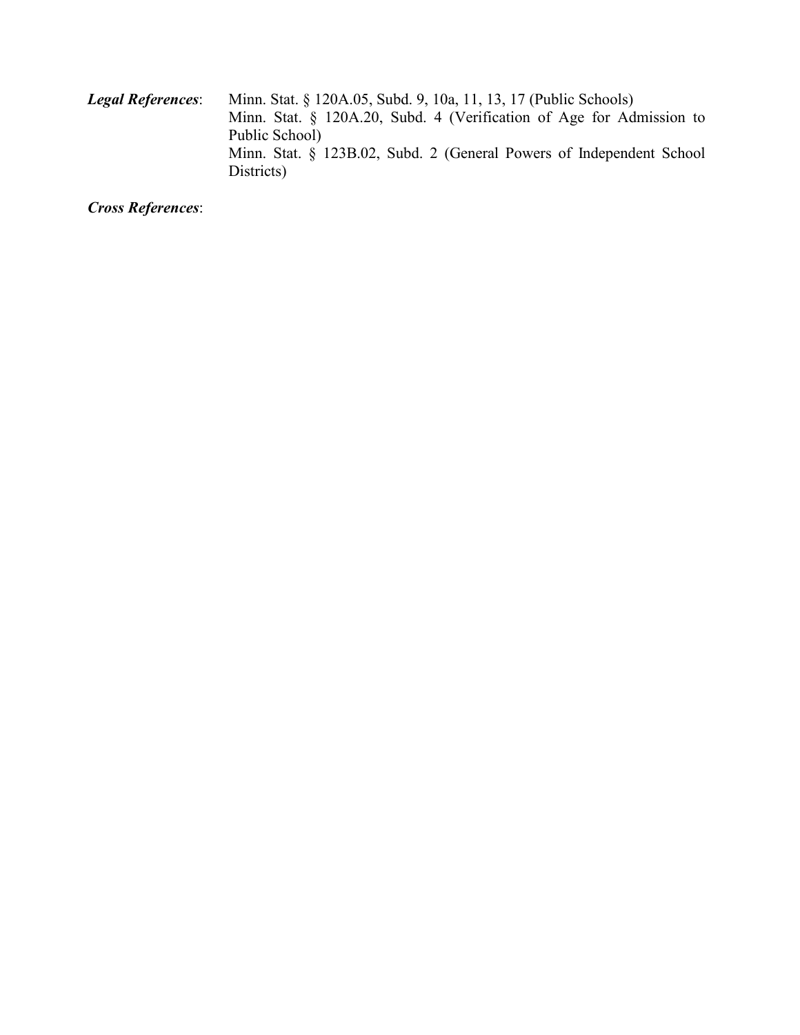***Legal References***: Minn. Stat. § 120A.05, Subd. 9, 10a, 11, 13, 17 (Public Schools)
Minn. Stat. § 120A.20, Subd. 4 (Verification of Age for Admission to Public School)
Minn. Stat. § 123B.02, Subd. 2 (General Powers of Independent School Districts)

***Cross References***: